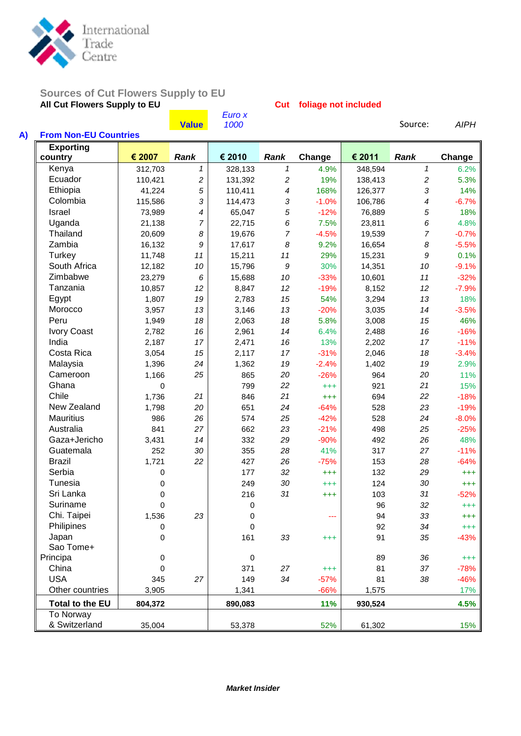International Trade Centre

## Sources of Cut Flowers Supply to EU

**All Cut Flowers Supply to EU** — Cut foliage not included

**Value** *Euro x 1000* — Source: *AIPH*

**A) From Non-EU Countries**

| Exporting country | € 2007 | Rank | € 2010 | Rank | Change | € 2011 | Rank | Change |
|---|---|---|---|---|---|---|---|---|
| Kenya | 312,703 | 1 | 328,133 | 1 | 4.9% | 348,594 | 1 | 6.2% |
| Ecuador | 110,421 | 2 | 131,392 | 2 | 19% | 138,413 | 2 | 5.3% |
| Ethiopia | 41,224 | 5 | 110,411 | 4 | 168% | 126,377 | 3 | 14% |
| Colombia | 115,586 | 3 | 114,473 | 3 | -1.0% | 106,786 | 4 | -6.7% |
| Israel | 73,989 | 4 | 65,047 | 5 | -12% | 76,889 | 5 | 18% |
| Uganda | 21,138 | 7 | 22,715 | 6 | 7.5% | 23,811 | 6 | 4.8% |
| Thailand | 20,609 | 8 | 19,676 | 7 | -4.5% | 19,539 | 7 | -0.7% |
| Zambia | 16,132 | 9 | 17,617 | 8 | 9.2% | 16,654 | 8 | -5.5% |
| Turkey | 11,748 | 11 | 15,211 | 11 | 29% | 15,231 | 9 | 0.1% |
| South Africa | 12,182 | 10 | 15,796 | 9 | 30% | 14,351 | 10 | -9.1% |
| Zimbabwe | 23,279 | 6 | 15,688 | 10 | -33% | 10,601 | 11 | -32% |
| Tanzania | 10,857 | 12 | 8,847 | 12 | -19% | 8,152 | 12 | -7.9% |
| Egypt | 1,807 | 19 | 2,783 | 15 | 54% | 3,294 | 13 | 18% |
| Morocco | 3,957 | 13 | 3,146 | 13 | -20% | 3,035 | 14 | -3.5% |
| Peru | 1,949 | 18 | 2,063 | 18 | 5.8% | 3,008 | 15 | 46% |
| Ivory Coast | 2,782 | 16 | 2,961 | 14 | 6.4% | 2,488 | 16 | -16% |
| India | 2,187 | 17 | 2,471 | 16 | 13% | 2,202 | 17 | -11% |
| Costa Rica | 3,054 | 15 | 2,117 | 17 | -31% | 2,046 | 18 | -3.4% |
| Malaysia | 1,396 | 24 | 1,362 | 19 | -2.4% | 1,402 | 19 | 2.9% |
| Cameroon | 1,166 | 25 | 865 | 20 | -26% | 964 | 20 | 11% |
| Ghana | 0 | | 799 | 22 | +++ | 921 | 21 | 15% |
| Chile | 1,736 | 21 | 846 | 21 | +++ | 694 | 22 | -18% |
| New Zealand | 1,798 | 20 | 651 | 24 | -64% | 528 | 23 | -19% |
| Mauritius | 986 | 26 | 574 | 25 | -42% | 528 | 24 | -8.0% |
| Australia | 841 | 27 | 662 | 23 | -21% | 498 | 25 | -25% |
| Gaza+Jericho | 3,431 | 14 | 332 | 29 | -90% | 492 | 26 | 48% |
| Guatemala | 252 | 30 | 355 | 28 | 41% | 317 | 27 | -11% |
| Brazil | 1,721 | 22 | 427 | 26 | -75% | 153 | 28 | -64% |
| Serbia | 0 | | 177 | 32 | +++ | 132 | 29 | +++ |
| Tunesia | 0 | | 249 | 30 | +++ | 124 | 30 | +++ |
| Sri Lanka | 0 | | 216 | 31 | +++ | 103 | 31 | -52% |
| Suriname | 0 | | 0 | | | 96 | 32 | +++ |
| Chi. Taipei | 1,536 | 23 | 0 | | --- | 94 | 33 | +++ |
| Philipines | 0 | | 0 | | | 92 | 34 | +++ |
| Japan | 0 | | 161 | 33 | +++ | 91 | 35 | -43% |
| Sao Tome+ Principa | 0 | | 0 | | | 89 | 36 | +++ |
| China | 0 | | 371 | 27 | +++ | 81 | 37 | -78% |
| USA | 345 | 27 | 149 | 34 | -57% | 81 | 38 | -46% |
| Other countries | 3,905 | | 1,341 | | -66% | 1,575 | | 17% |
| **Total to the EU** | **804,372** | | **890,083** | | **11%** | **930,524** | | **4.5%** |
| To Norway & Switzerland | 35,004 | | 53,378 | | 52% | 61,302 | | 15% |

***Market Insider***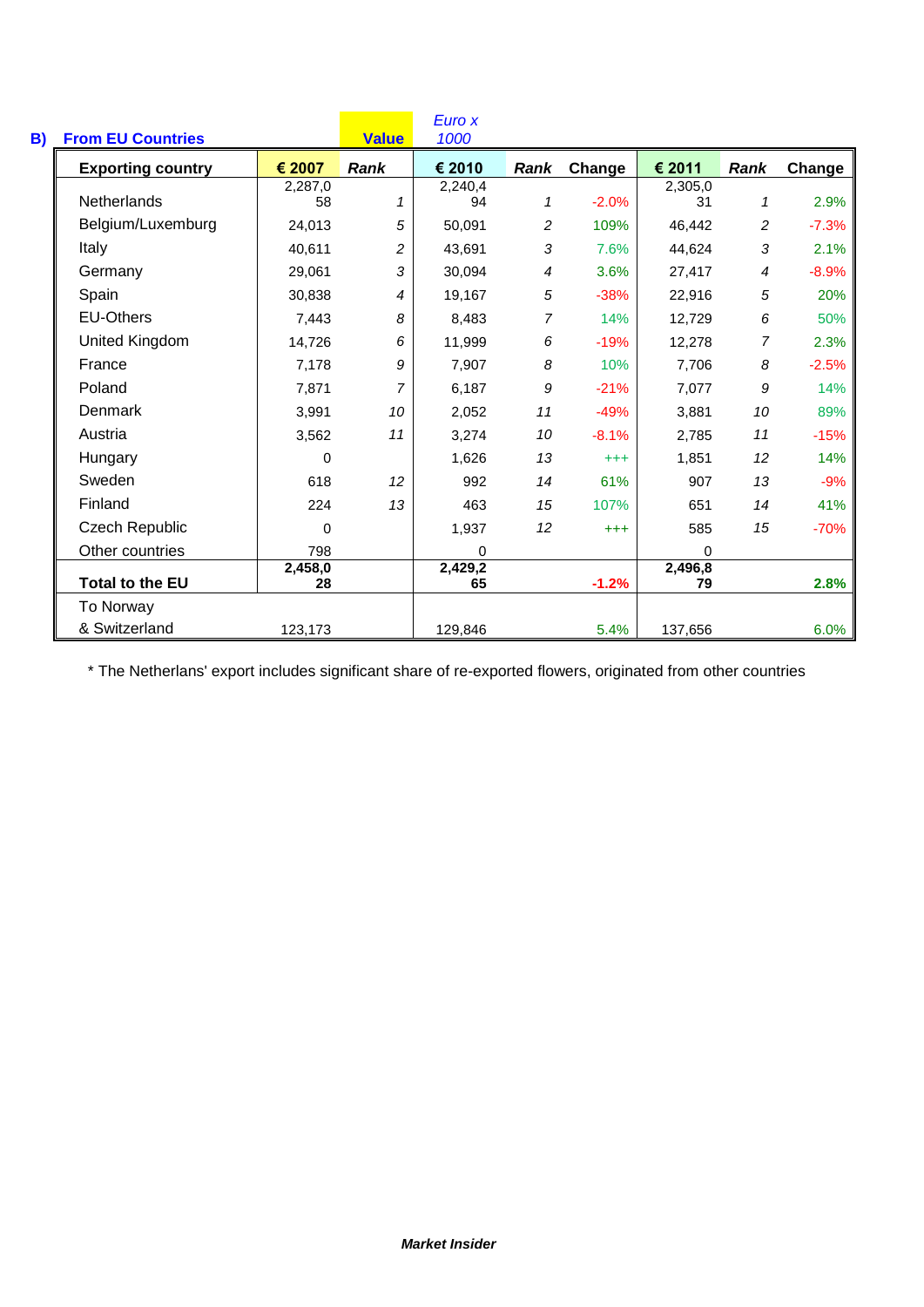**B) From EU Countries** **Value** *Euro x 1000*

| Exporting country | € 2007 | Rank | € 2010 | Rank | Change | € 2011 | Rank | Change |
|---|---|---|---|---|---|---|---|---|
| Netherlands | 2,287,058 | 1 | 2,240,494 | 1 | -2.0% | 2,305,031 | 1 | 2.9% |
| Belgium/Luxemburg | 24,013 | 5 | 50,091 | 2 | 109% | 46,442 | 2 | -7.3% |
| Italy | 40,611 | 2 | 43,691 | 3 | 7.6% | 44,624 | 3 | 2.1% |
| Germany | 29,061 | 3 | 30,094 | 4 | 3.6% | 27,417 | 4 | -8.9% |
| Spain | 30,838 | 4 | 19,167 | 5 | -38% | 22,916 | 5 | 20% |
| EU-Others | 7,443 | 8 | 8,483 | 7 | 14% | 12,729 | 6 | 50% |
| United Kingdom | 14,726 | 6 | 11,999 | 6 | -19% | 12,278 | 7 | 2.3% |
| France | 7,178 | 9 | 7,907 | 8 | 10% | 7,706 | 8 | -2.5% |
| Poland | 7,871 | 7 | 6,187 | 9 | -21% | 7,077 | 9 | 14% |
| Denmark | 3,991 | 10 | 2,052 | 11 | -49% | 3,881 | 10 | 89% |
| Austria | 3,562 | 11 | 3,274 | 10 | -8.1% | 2,785 | 11 | -15% |
| Hungary | 0 | | 1,626 | 13 | +++ | 1,851 | 12 | 14% |
| Sweden | 618 | 12 | 992 | 14 | 61% | 907 | 13 | -9% |
| Finland | 224 | 13 | 463 | 15 | 107% | 651 | 14 | 41% |
| Czech Republic | 0 | | 1,937 | 12 | +++ | 585 | 15 | -70% |
| Other countries | 798 | | 0 | | | 0 | | |
| **Total to the EU** | **2,458,028** | | **2,429,265** | | **-1.2%** | **2,496,879** | | **2.8%** |
| To Norway & Switzerland | 123,173 | | 129,846 | | 5.4% | 137,656 | | 6.0% |

* The Netherlans' export includes significant share of re-exported flowers, originated from other countries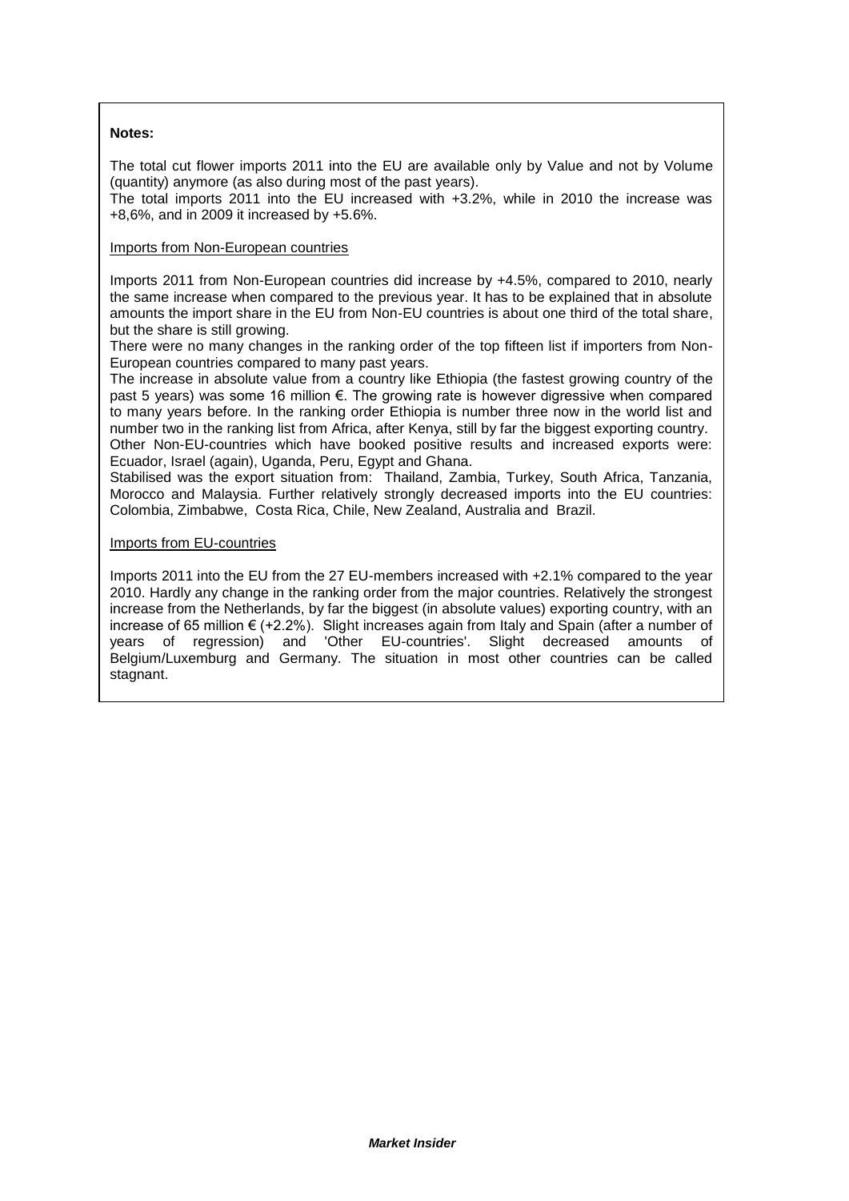**Notes:**

The total cut flower imports 2011 into the EU are available only by Value and not by Volume (quantity) anymore (as also during most of the past years).

The total imports 2011 into the EU increased with +3.2%, while in 2010 the increase was +8,6%, and in 2009 it increased by +5.6%.

Imports from Non-European countries

Imports 2011 from Non-European countries did increase by +4.5%, compared to 2010, nearly the same increase when compared to the previous year. It has to be explained that in absolute amounts the import share in the EU from Non-EU countries is about one third of the total share, but the share is still growing.

There were no many changes in the ranking order of the top fifteen list if importers from Non-European countries compared to many past years.

The increase in absolute value from a country like Ethiopia (the fastest growing country of the past 5 years) was some 16 million €. The growing rate is however digressive when compared to many years before. In the ranking order Ethiopia is number three now in the world list and number two in the ranking list from Africa, after Kenya, still by far the biggest exporting country.

Other Non-EU-countries which have booked positive results and increased exports were: Ecuador, Israel (again), Uganda, Peru, Egypt and Ghana.

Stabilised was the export situation from: Thailand, Zambia, Turkey, South Africa, Tanzania, Morocco and Malaysia. Further relatively strongly decreased imports into the EU countries: Colombia, Zimbabwe, Costa Rica, Chile, New Zealand, Australia and Brazil.

Imports from EU-countries

Imports 2011 into the EU from the 27 EU-members increased with +2.1% compared to the year 2010. Hardly any change in the ranking order from the major countries. Relatively the strongest increase from the Netherlands, by far the biggest (in absolute values) exporting country, with an increase of 65 million € (+2.2%). Slight increases again from Italy and Spain (after a number of years of regression) and 'Other EU-countries'. Slight decreased amounts of Belgium/Luxemburg and Germany. The situation in most other countries can be called stagnant.